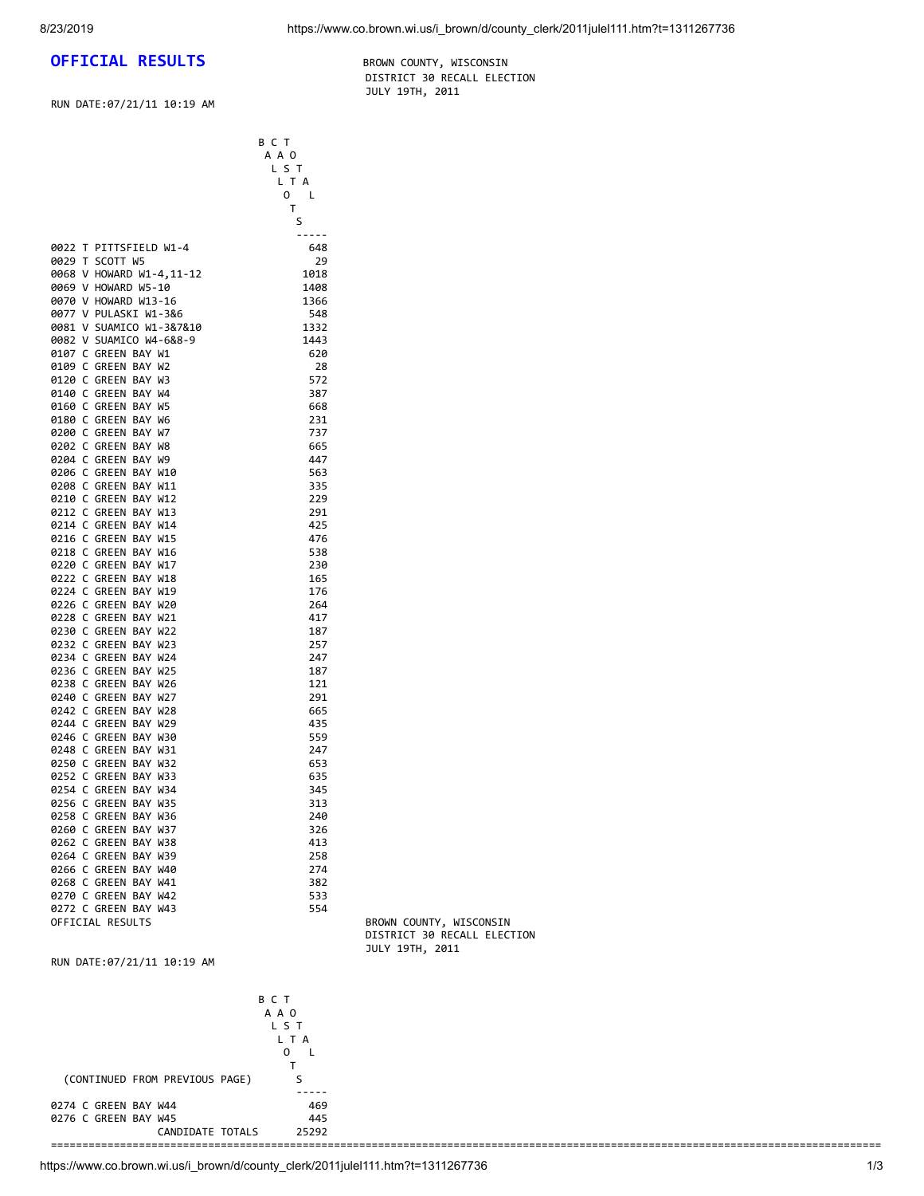# OFFICIAL RESULTS

BROWN COUNTY, WISCONSIN
DISTRICT 30 RECALL ELECTION
JULY 19TH, 2011

RUN DATE:07/21/11 10:19 AM

| | BALLOTS CAST TOTAL |
|---|---|
| 0022 T PITTSFIELD W1-4 | 648 |
| 0029 T SCOTT W5 | 29 |
| 0068 V HOWARD W1-4,11-12 | 1018 |
| 0069 V HOWARD W5-10 | 1408 |
| 0070 V HOWARD W13-16 | 1366 |
| 0077 V PULASKI W1-3&6 | 548 |
| 0081 V SUAMICO W1-3&7&10 | 1332 |
| 0082 V SUAMICO W4-6&8-9 | 1443 |
| 0107 C GREEN BAY W1 | 620 |
| 0109 C GREEN BAY W2 | 28 |
| 0120 C GREEN BAY W3 | 572 |
| 0140 C GREEN BAY W4 | 387 |
| 0160 C GREEN BAY W5 | 668 |
| 0180 C GREEN BAY W6 | 231 |
| 0200 C GREEN BAY W7 | 737 |
| 0202 C GREEN BAY W8 | 665 |
| 0204 C GREEN BAY W9 | 447 |
| 0206 C GREEN BAY W10 | 563 |
| 0208 C GREEN BAY W11 | 335 |
| 0210 C GREEN BAY W12 | 229 |
| 0212 C GREEN BAY W13 | 291 |
| 0214 C GREEN BAY W14 | 425 |
| 0216 C GREEN BAY W15 | 476 |
| 0218 C GREEN BAY W16 | 538 |
| 0220 C GREEN BAY W17 | 230 |
| 0222 C GREEN BAY W18 | 165 |
| 0224 C GREEN BAY W19 | 176 |
| 0226 C GREEN BAY W20 | 264 |
| 0228 C GREEN BAY W21 | 417 |
| 0230 C GREEN BAY W22 | 187 |
| 0232 C GREEN BAY W23 | 257 |
| 0234 C GREEN BAY W24 | 247 |
| 0236 C GREEN BAY W25 | 187 |
| 0238 C GREEN BAY W26 | 121 |
| 0240 C GREEN BAY W27 | 291 |
| 0242 C GREEN BAY W28 | 665 |
| 0244 C GREEN BAY W29 | 435 |
| 0246 C GREEN BAY W30 | 559 |
| 0248 C GREEN BAY W31 | 247 |
| 0250 C GREEN BAY W32 | 653 |
| 0252 C GREEN BAY W33 | 635 |
| 0254 C GREEN BAY W34 | 345 |
| 0256 C GREEN BAY W35 | 313 |
| 0258 C GREEN BAY W36 | 240 |
| 0260 C GREEN BAY W37 | 326 |
| 0262 C GREEN BAY W38 | 413 |
| 0264 C GREEN BAY W39 | 258 |
| 0266 C GREEN BAY W40 | 274 |
| 0268 C GREEN BAY W41 | 382 |
| 0270 C GREEN BAY W42 | 533 |
| 0272 C GREEN BAY W43 | 554 |

OFFICIAL RESULTS

BROWN COUNTY, WISCONSIN
DISTRICT 30 RECALL ELECTION
JULY 19TH, 2011

RUN DATE:07/21/11 10:19 AM

| (CONTINUED FROM PREVIOUS PAGE) | BALLOTS CAST TOTAL |
|---|---|
| 0274 C GREEN BAY W44 | 469 |
| 0276 C GREEN BAY W45 | 445 |
| CANDIDATE TOTALS | 25292 |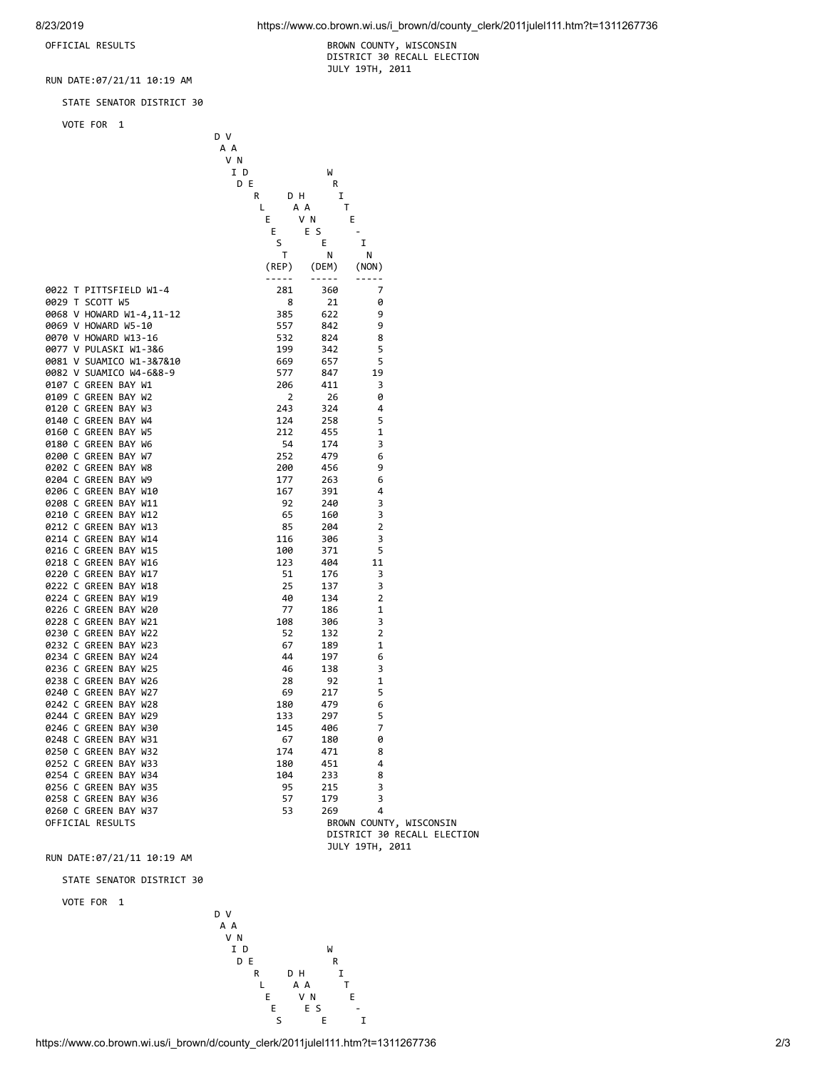OFFICIAL RESULTS

BROWN COUNTY, WISCONSIN
DISTRICT 30 RECALL ELECTION
JULY 19TH, 2011

RUN DATE:07/21/11 10:19 AM

STATE SENATOR DISTRICT 30

VOTE FOR 1

| | DAVID VANDER LEEST (REP) | DAVE HANSEN (DEM) | WRITE-IN (NON) |
|---|---|---|---|
| 0022 T PITTSFIELD W1-4 | 281 | 360 | 7 |
| 0029 T SCOTT W5 | 8 | 21 | 0 |
| 0068 V HOWARD W1-4,11-12 | 385 | 622 | 9 |
| 0069 V HOWARD W5-10 | 557 | 842 | 9 |
| 0070 V HOWARD W13-16 | 532 | 824 | 8 |
| 0077 V PULASKI W1-3&6 | 199 | 342 | 5 |
| 0081 V SUAMICO W1-3&7&10 | 669 | 657 | 5 |
| 0082 V SUAMICO W4-6&8-9 | 577 | 847 | 19 |
| 0107 C GREEN BAY W1 | 206 | 411 | 3 |
| 0109 C GREEN BAY W2 | 2 | 26 | 0 |
| 0120 C GREEN BAY W3 | 243 | 324 | 4 |
| 0140 C GREEN BAY W4 | 124 | 258 | 5 |
| 0160 C GREEN BAY W5 | 212 | 455 | 1 |
| 0180 C GREEN BAY W6 | 54 | 174 | 3 |
| 0200 C GREEN BAY W7 | 252 | 479 | 6 |
| 0202 C GREEN BAY W8 | 200 | 456 | 9 |
| 0204 C GREEN BAY W9 | 177 | 263 | 6 |
| 0206 C GREEN BAY W10 | 167 | 391 | 4 |
| 0208 C GREEN BAY W11 | 92 | 240 | 3 |
| 0210 C GREEN BAY W12 | 65 | 160 | 3 |
| 0212 C GREEN BAY W13 | 85 | 204 | 2 |
| 0214 C GREEN BAY W14 | 116 | 306 | 3 |
| 0216 C GREEN BAY W15 | 100 | 371 | 5 |
| 0218 C GREEN BAY W16 | 123 | 404 | 11 |
| 0220 C GREEN BAY W17 | 51 | 176 | 3 |
| 0222 C GREEN BAY W18 | 25 | 137 | 3 |
| 0224 C GREEN BAY W19 | 40 | 134 | 2 |
| 0226 C GREEN BAY W20 | 77 | 186 | 1 |
| 0228 C GREEN BAY W21 | 108 | 306 | 3 |
| 0230 C GREEN BAY W22 | 52 | 132 | 2 |
| 0232 C GREEN BAY W23 | 67 | 189 | 1 |
| 0234 C GREEN BAY W24 | 44 | 197 | 6 |
| 0236 C GREEN BAY W25 | 46 | 138 | 3 |
| 0238 C GREEN BAY W26 | 28 | 92 | 1 |
| 0240 C GREEN BAY W27 | 69 | 217 | 5 |
| 0242 C GREEN BAY W28 | 180 | 479 | 6 |
| 0244 C GREEN BAY W29 | 133 | 297 | 5 |
| 0246 C GREEN BAY W30 | 145 | 406 | 7 |
| 0248 C GREEN BAY W31 | 67 | 180 | 0 |
| 0250 C GREEN BAY W32 | 174 | 471 | 8 |
| 0252 C GREEN BAY W33 | 180 | 451 | 4 |
| 0254 C GREEN BAY W34 | 104 | 233 | 8 |
| 0256 C GREEN BAY W35 | 95 | 215 | 3 |
| 0258 C GREEN BAY W36 | 57 | 179 | 3 |
| 0260 C GREEN BAY W37 | 53 | 269 | 4 |

OFFICIAL RESULTS

BROWN COUNTY, WISCONSIN
DISTRICT 30 RECALL ELECTION
JULY 19TH, 2011

RUN DATE:07/21/11 10:19 AM

STATE SENATOR DISTRICT 30

VOTE FOR 1

DAVID VANDERLEEST | DAVE HANSEN | WRITE-I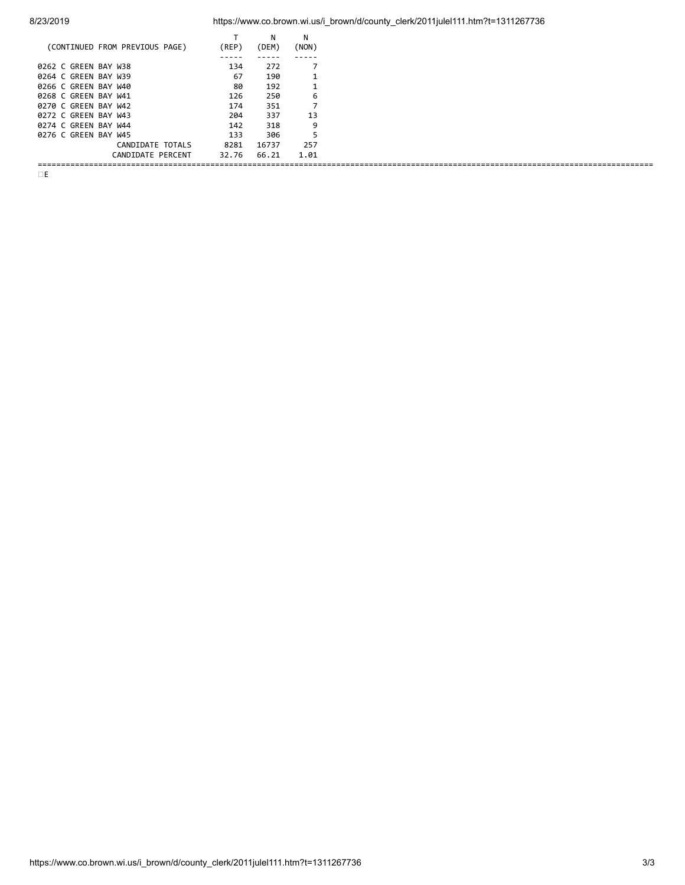| (CONTINUED FROM PREVIOUS PAGE) | T (REP) | N (DEM) | N (NON) |
|---|---|---|---|
| 0262 C GREEN BAY W38 | 134 | 272 | 7 |
| 0264 C GREEN BAY W39 | 67 | 190 | 1 |
| 0266 C GREEN BAY W40 | 80 | 192 | 1 |
| 0268 C GREEN BAY W41 | 126 | 250 | 6 |
| 0270 C GREEN BAY W42 | 174 | 351 | 7 |
| 0272 C GREEN BAY W43 | 204 | 337 | 13 |
| 0274 C GREEN BAY W44 | 142 | 318 | 9 |
| 0276 C GREEN BAY W45 | 133 | 306 | 5 |
| CANDIDATE TOTALS | 8281 | 16737 | 257 |
| CANDIDATE PERCENT | 32.76 | 66.21 | 1.01 |

E